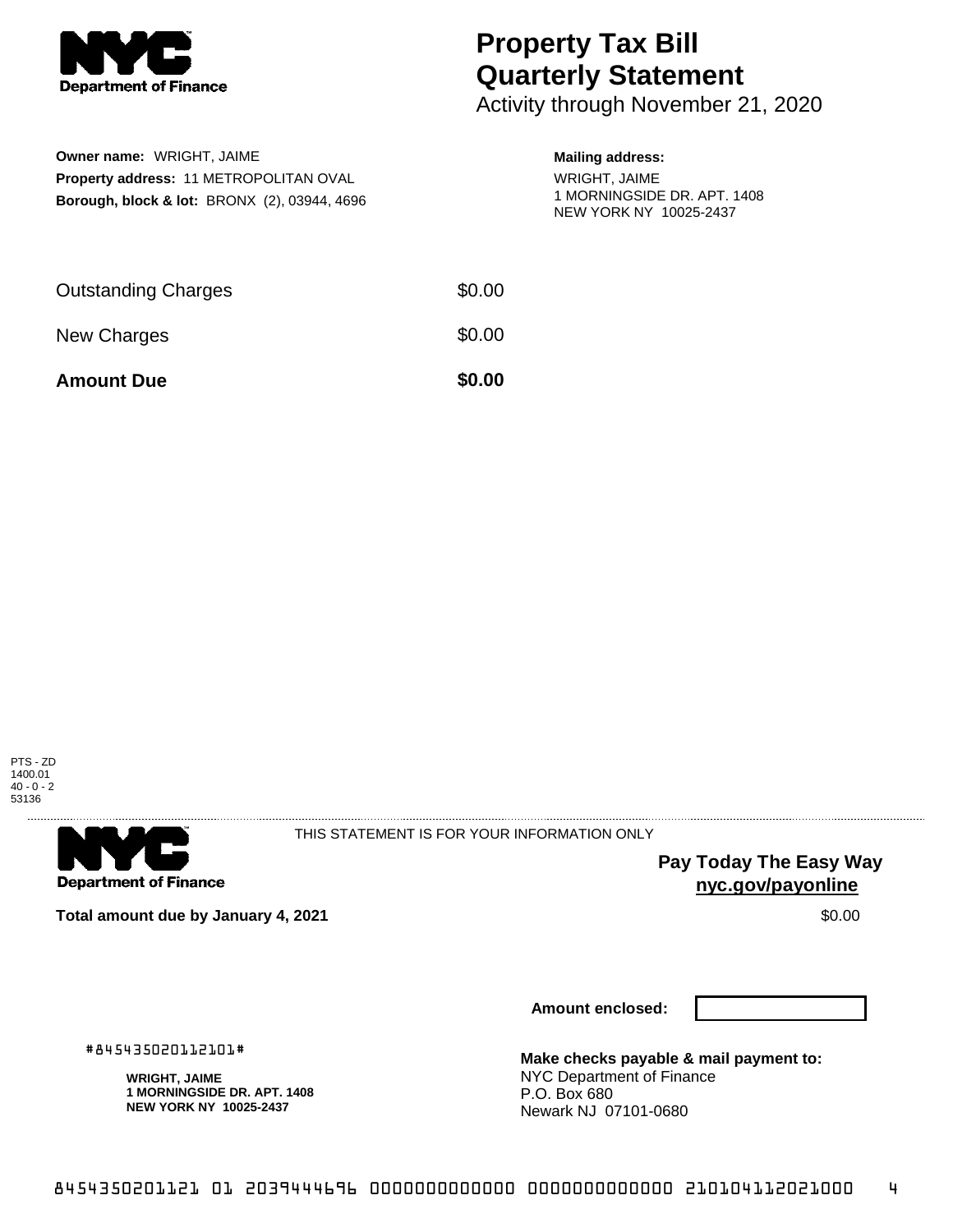NYC Department of Finance

# Property Tax Bill Quarterly Statement

Activity through November 21, 2020

**Owner name:** WRIGHT, JAIME
**Property address:** 11 METROPOLITAN OVAL
**Borough, block & lot:** BRONX (2), 03944, 4696

**Mailing address:**
WRIGHT, JAIME
1 MORNINGSIDE DR. APT. 1408
NEW YORK NY 10025-2437

| | |
|---|---|
| Outstanding Charges | $0.00 |
| New Charges | $0.00 |
| **Amount Due** | **$0.00** |

PTS - ZD
1400.01
40 - 0 - 2
53136

NYC Department of Finance

THIS STATEMENT IS FOR YOUR INFORMATION ONLY

**Pay Today The Easy Way**
**nyc.gov/payonline**

**Total amount due by January 4, 2021** $0.00

**Amount enclosed:**

#845435020112101#

**WRIGHT, JAIME**
**1 MORNINGSIDE DR. APT. 1408**
**NEW YORK NY 10025-2437**

**Make checks payable & mail payment to:**
NYC Department of Finance
P.O. Box 680
Newark NJ 07101-0680

8454350201121 01 2039444696 0000000000000 0000000000000 210104112021000 4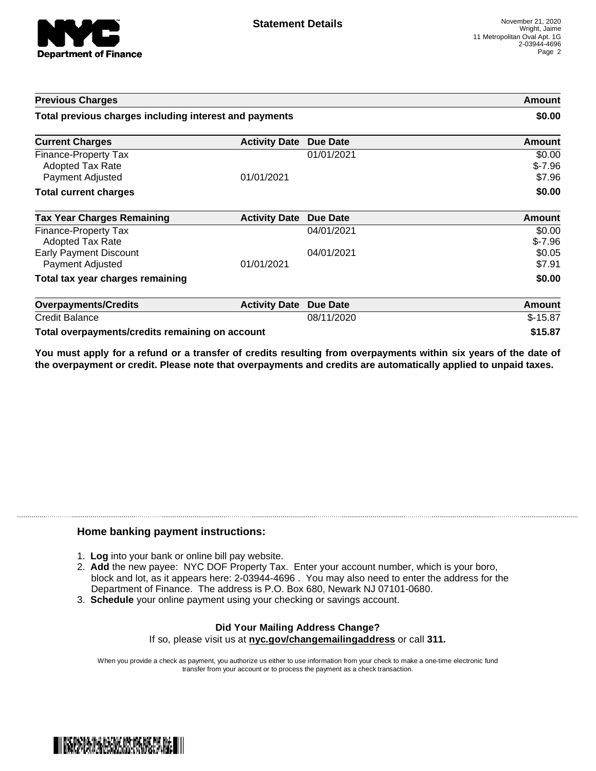# Statement Details

November 21, 2020
Wright, Jaime
11 Metropolitan Oval Apt. 1G
2-03944-4696

| Previous Charges | | | Amount |
|---|---|---|---|
| **Total previous charges including interest and payments** | | | **$0.00** |

| Current Charges | Activity Date | Due Date | Amount |
|---|---|---|---|
| Finance-Property Tax | | 01/01/2021 | $0.00 |
| Adopted Tax Rate | | | $-7.96 |
| Payment Adjusted | 01/01/2021 | | $7.96 |
| **Total current charges** | | | **$0.00** |

| Tax Year Charges Remaining | Activity Date | Due Date | Amount |
|---|---|---|---|
| Finance-Property Tax | | 04/01/2021 | $0.00 |
| Adopted Tax Rate | | | $-7.96 |
| Early Payment Discount | | 04/01/2021 | $0.05 |
| Payment Adjusted | 01/01/2021 | | $7.91 |
| **Total tax year charges remaining** | | | **$0.00** |

| Overpayments/Credits | Activity Date | Due Date | Amount |
|---|---|---|---|
| Credit Balance | | 08/11/2020 | $-15.87 |
| **Total overpayments/credits remaining on account** | | | **$15.87** |

**You must apply for a refund or a transfer of credits resulting from overpayments within six years of the date of the overpayment or credit. Please note that overpayments and credits are automatically applied to unpaid taxes.**

## Home banking payment instructions:

1. **Log** into your bank or online bill pay website.
2. **Add** the new payee: NYC DOF Property Tax. Enter your account number, which is your boro, block and lot, as it appears here: 2-03944-4696 . You may also need to enter the address for the Department of Finance. The address is P.O. Box 680, Newark NJ 07101-0680.
3. **Schedule** your online payment using your checking or savings account.

**Did Your Mailing Address Change?**

If so, please visit us at **nyc.gov/changemailingaddress** or call **311.**

When you provide a check as payment, you authorize us either to use information from your check to make a one-time electronic fund transfer from your account or to process the payment as a check transaction.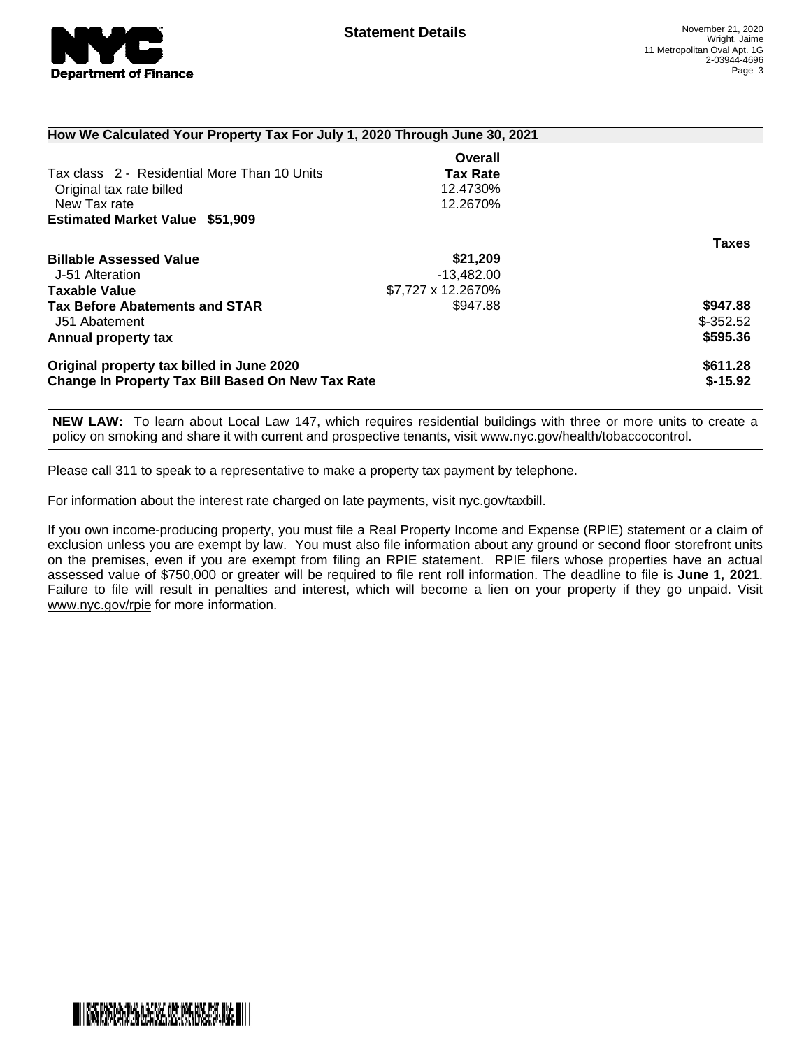# Statement Details

November 21, 2020
Wright, Jaime
11 Metropolitan Oval Apt. 1G
2-03944-4696

## How We Calculated Your Property Tax For July 1, 2020 Through June 30, 2021

| | Overall Tax Rate | |
|---|---|---|
| Tax class 2 - Residential More Than 10 Units | | |
| Original tax rate billed | 12.4730% | |
| New Tax rate | 12.2670% | |
| **Estimated Market Value $51,909** | | |
| | | **Taxes** |
| **Billable Assessed Value** | **$21,209** | |
| J-51 Alteration | -13,482.00 | |
| **Taxable Value** | $7,727 x 12.2670% | |
| **Tax Before Abatements and STAR** | $947.88 | **$947.88** |
| J51 Abatement | | $-352.52 |
| **Annual property tax** | | **$595.36** |
| **Original property tax billed in June 2020** | | **$611.28** |
| **Change In Property Tax Bill Based On New Tax Rate** | | **$-15.92** |

**NEW LAW:** To learn about Local Law 147, which requires residential buildings with three or more units to create a policy on smoking and share it with current and prospective tenants, visit www.nyc.gov/health/tobaccocontrol.

Please call 311 to speak to a representative to make a property tax payment by telephone.

For information about the interest rate charged on late payments, visit nyc.gov/taxbill.

If you own income-producing property, you must file a Real Property Income and Expense (RPIE) statement or a claim of exclusion unless you are exempt by law. You must also file information about any ground or second floor storefront units on the premises, even if you are exempt from filing an RPIE statement. RPIE filers whose properties have an actual assessed value of $750,000 or greater will be required to file rent roll information. The deadline to file is **June 1, 2021**. Failure to file will result in penalties and interest, which will become a lien on your property if they go unpaid. Visit www.nyc.gov/rpie for more information.